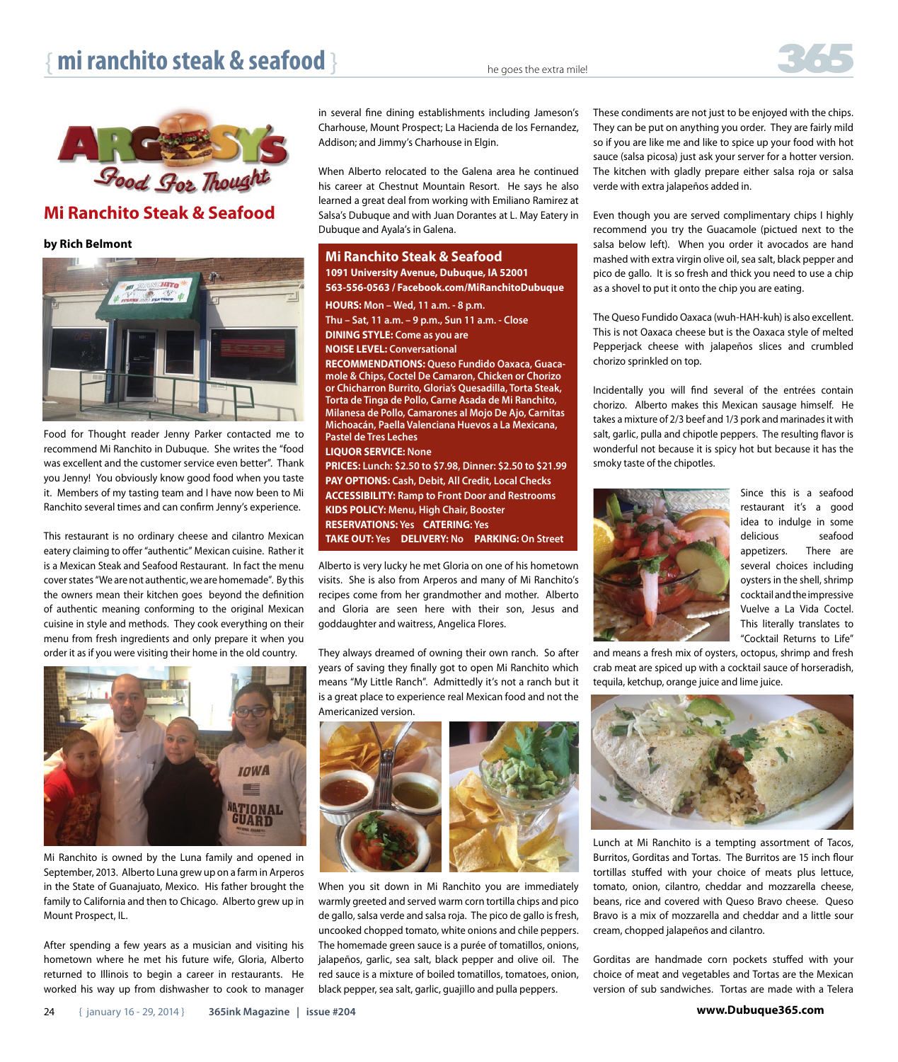# Mi Ranchito Steak & Seafood

**by Rich Belmont**

Food for Thought reader Jenny Parker contacted me to recommend Mi Ranchito in Dubuque. She writes the "food was excellent and the customer service even better". Thank you Jenny! You obviously know good food when you taste it. Members of my tasting team and I have now been to Mi Ranchito several times and can confirm Jenny's experience.

This restaurant is no ordinary cheese and cilantro Mexican eatery claiming to offer "authentic" Mexican cuisine. Rather it is a Mexican Steak and Seafood Restaurant. In fact the menu cover states "We are not authentic, we are homemade". By this the owners mean their kitchen goes beyond the definition of authentic meaning conforming to the original Mexican cuisine in style and methods. They cook everything on their menu from fresh ingredients and only prepare it when you order it as if you were visiting their home in the old country.

Mi Ranchito is owned by the Luna family and opened in September, 2013. Alberto Luna grew up on a farm in Arperos in the State of Guanajuato, Mexico. His father brought the family to California and then to Chicago. Alberto grew up in Mount Prospect, IL.

After spending a few years as a musician and visiting his hometown where he met his future wife, Gloria, Alberto returned to Illinois to begin a career in restaurants. He worked his way up from dishwasher to cook to manager in several fine dining establishments including Jameson's Charhouse, Mount Prospect; La Hacienda de los Fernandez, Addison; and Jimmy's Charhouse in Elgin.

When Alberto relocated to the Galena area he continued his career at Chestnut Mountain Resort. He says he also learned a great deal from working with Emiliano Ramirez at Salsa's Dubuque and with Juan Dorantes at L. May Eatery in Dubuque and Ayala's in Galena.

## Mi Ranchito Steak & Seafood

**1091 University Avenue, Dubuque, IA 52001**
**563-556-0563 / Facebook.com/MiRanchitoDubuque**

**HOURS:** Mon - Wed, 11 a.m. - 8 p.m.
Thu – Sat, 11 a.m. – 9 p.m., Sun 11 a.m. - Close
**DINING STYLE:** Come as you are
**NOISE LEVEL:** Conversational
**RECOMMENDATIONS:** Queso Fundido Oaxaca, Guacamole & Chips, Coctel De Camaron, Chicken or Chorizo or Chicharron Burrito, Gloria's Quesadilla, Torta Steak, Torta de Tinga de Pollo, Carne Asada de Mi Ranchito, Milanesa de Pollo, Camarones al Mojo De Ajo, Carnitas Michoacán, Paella Valenciana Huevos a La Mexicana, Pastel de Tres Leches
**LIQUOR SERVICE:** None
**PRICES:** Lunch: $2.50 to $7.98, Dinner: $2.50 to $21.99
**PAY OPTIONS:** Cash, Debit, All Credit, Local Checks
**ACCESSIBILITY:** Ramp to Front Door and Restrooms
**KIDS POLICY:** Menu, High Chair, Booster
**RESERVATIONS:** Yes **CATERING:** Yes
**TAKE OUT:** Yes **DELIVERY:** No **PARKING:** On Street

Alberto is very lucky he met Gloria on one of his hometown visits. She is also from Arperos and many of Mi Ranchito's recipes come from her grandmother and mother. Alberto and Gloria are seen here with their son, Jesus and goddaughter and waitress, Angelica Flores.

They always dreamed of owning their own ranch. So after years of saving they finally got to open Mi Ranchito which means "My Little Ranch". Admittedly it's not a ranch but it is a great place to experience real Mexican food and not the Americanized version.

When you sit down in Mi Ranchito you are immediately warmly greeted and served warm corn tortilla chips and pico de gallo, salsa verde and salsa roja. The pico de gallo is fresh, uncooked chopped tomato, white onions and chile peppers. The homemade green sauce is a purée of tomatillos, onions, jalapeños, garlic, sea salt, black pepper and olive oil. The red sauce is a mixture of boiled tomatillos, tomatoes, onion, black pepper, sea salt, garlic, guajillo and pulla peppers.

These condiments are not just to be enjoyed with the chips. They can be put on anything you order. They are fairly mild so if you are like me and like to spice up your food with hot sauce (salsa picosa) just ask your server for a hotter version. The kitchen with gladly prepare either salsa roja or salsa verde with extra jalapeños added in.

Even though you are served complimentary chips I highly recommend you try the Guacamole (pictued next to the salsa below left). When you order it avocados are hand mashed with extra virgin olive oil, sea salt, black pepper and pico de gallo. It is so fresh and thick you need to use a chip as a shovel to put it onto the chip you are eating.

The Queso Fundido Oaxaca (wuh-HAH-kuh) is also excellent. This is not Oaxaca cheese but is the Oaxaca style of melted Pepperjack cheese with jalapeños slices and crumbled chorizo sprinkled on top.

Incidentally you will find several of the entrées contain chorizo. Alberto makes this Mexican sausage himself. He takes a mixture of 2/3 beef and 1/3 pork and marinades it with salt, garlic, pulla and chipotle peppers. The resulting flavor is wonderful not because it is spicy hot but because it has the smoky taste of the chipotles.

Since this is a seafood restaurant it's a good idea to indulge in some delicious seafood appetizers. There are several choices including oysters in the shell, shrimp cocktail and the impressive Vuelve a La Vida Coctel. This literally translates to "Cocktail Returns to Life" and means a fresh mix of oysters, octopus, shrimp and fresh crab meat are spiced up with a cocktail sauce of horseradish, tequila, ketchup, orange juice and lime juice.

Lunch at Mi Ranchito is a tempting assortment of Tacos, Burritos, Gorditas and Tortas. The Burritos are 15 inch flour tortillas stuffed with your choice of meats plus lettuce, tomato, onion, cilantro, cheddar and mozzarella cheese, beans, rice and covered with Queso Bravo cheese. Queso Bravo is a mix of mozzarella and cheddar and a little sour cream, chopped jalapeños and cilantro.

Gorditas are handmade corn pockets stuffed with your choice of meat and vegetables and Tortas are the Mexican version of sub sandwiches. Tortas are made with a Telera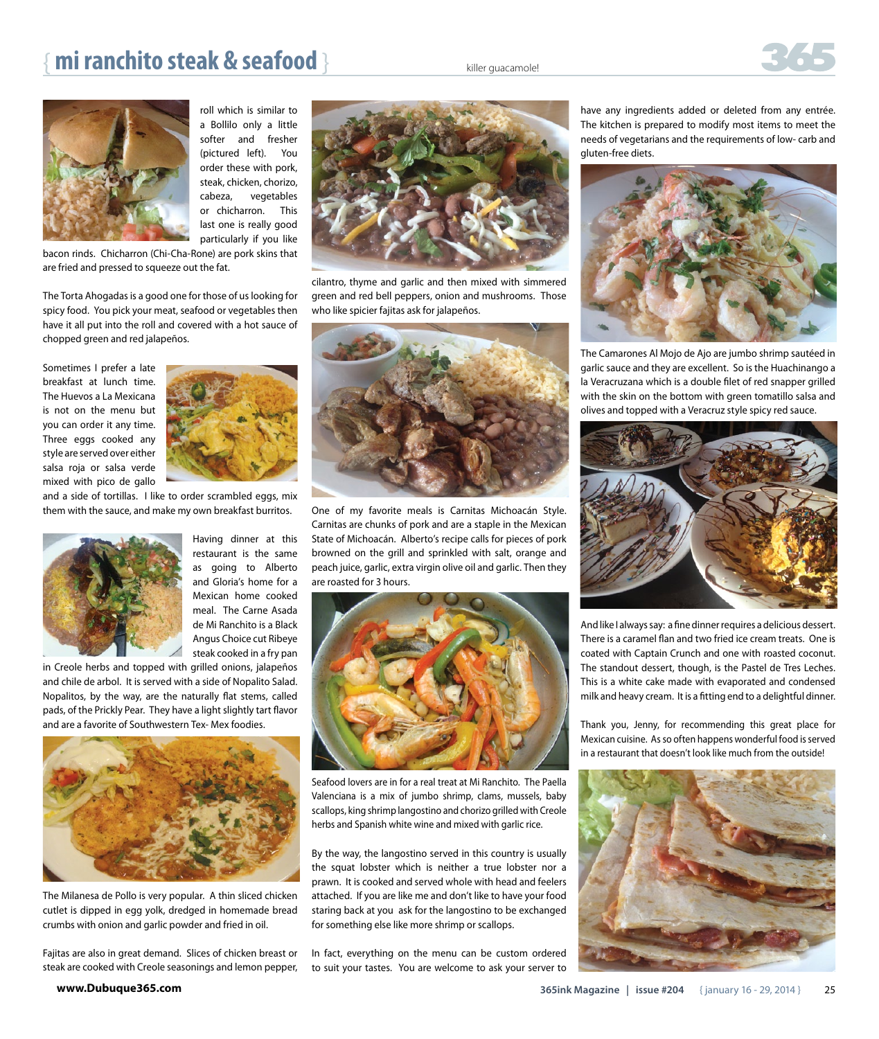roll which is similar to a Bollilo only a little softer and fresher (pictured left). You order these with pork, steak, chicken, chorizo, cabeza, vegetables or chicharron. This last one is really good particularly if you like bacon rinds. Chicharron (Chi-Cha-Rone) are pork skins that are fried and pressed to squeeze out the fat.

The Torta Ahogadas is a good one for those of us looking for spicy food. You pick your meat, seafood or vegetables then have it all put into the roll and covered with a hot sauce of chopped green and red jalapeños.

Sometimes I prefer a late breakfast at lunch time. The Huevos a La Mexicana is not on the menu but you can order it any time. Three eggs cooked any style are served over either salsa roja or salsa verde mixed with pico de gallo and a side of tortillas. I like to order scrambled eggs, mix them with the sauce, and make my own breakfast burritos.

Having dinner at this restaurant is the same as going to Alberto and Gloria's home for a Mexican home cooked meal. The Carne Asada de Mi Ranchito is a Black Angus Choice cut Ribeye steak cooked in a fry pan in Creole herbs and topped with grilled onions, jalapeños and chile de arbol. It is served with a side of Nopalito Salad. Nopalitos, by the way, are the naturally flat stems, called pads, of the Prickly Pear. They have a light slightly tart flavor and are a favorite of Southwestern Tex- Mex foodies.

The Milanesa de Pollo is very popular. A thin sliced chicken cutlet is dipped in egg yolk, dredged in homemade bread crumbs with onion and garlic powder and fried in oil.

Fajitas are also in great demand. Slices of chicken breast or steak are cooked with Creole seasonings and lemon pepper, cilantro, thyme and garlic and then mixed with simmered green and red bell peppers, onion and mushrooms. Those who like spicier fajitas ask for jalapeños.

One of my favorite meals is Carnitas Michoacán Style. Carnitas are chunks of pork and are a staple in the Mexican State of Michoacán. Alberto's recipe calls for pieces of pork browned on the grill and sprinkled with salt, orange and peach juice, garlic, extra virgin olive oil and garlic. Then they are roasted for 3 hours.

Seafood lovers are in for a real treat at Mi Ranchito. The Paella Valenciana is a mix of jumbo shrimp, clams, mussels, baby scallops, king shrimp langostino and chorizo grilled with Creole herbs and Spanish white wine and mixed with garlic rice.

By the way, the langostino served in this country is usually the squat lobster which is neither a true lobster nor a prawn. It is cooked and served whole with head and feelers attached. If you are like me and don't like to have your food staring back at you ask for the langostino to be exchanged for something else like more shrimp or scallops.

In fact, everything on the menu can be custom ordered to suit your tastes. You are welcome to ask your server to have any ingredients added or deleted from any entrée. The kitchen is prepared to modify most items to meet the needs of vegetarians and the requirements of low- carb and gluten-free diets.

The Camarones Al Mojo de Ajo are jumbo shrimp sautéed in garlic sauce and they are excellent. So is the Huachinango a la Veracruzana which is a double filet of red snapper grilled with the skin on the bottom with green tomatillo salsa and olives and topped with a Veracruz style spicy red sauce.

And like I always say: a fine dinner requires a delicious dessert. There is a caramel flan and two fried ice cream treats. One is coated with Captain Crunch and one with roasted coconut. The standout dessert, though, is the Pastel de Tres Leches. This is a white cake made with evaporated and condensed milk and heavy cream. It is a fitting end to a delightful dinner.

Thank you, Jenny, for recommending this great place for Mexican cuisine. As so often happens wonderful food is served in a restaurant that doesn't look like much from the outside!